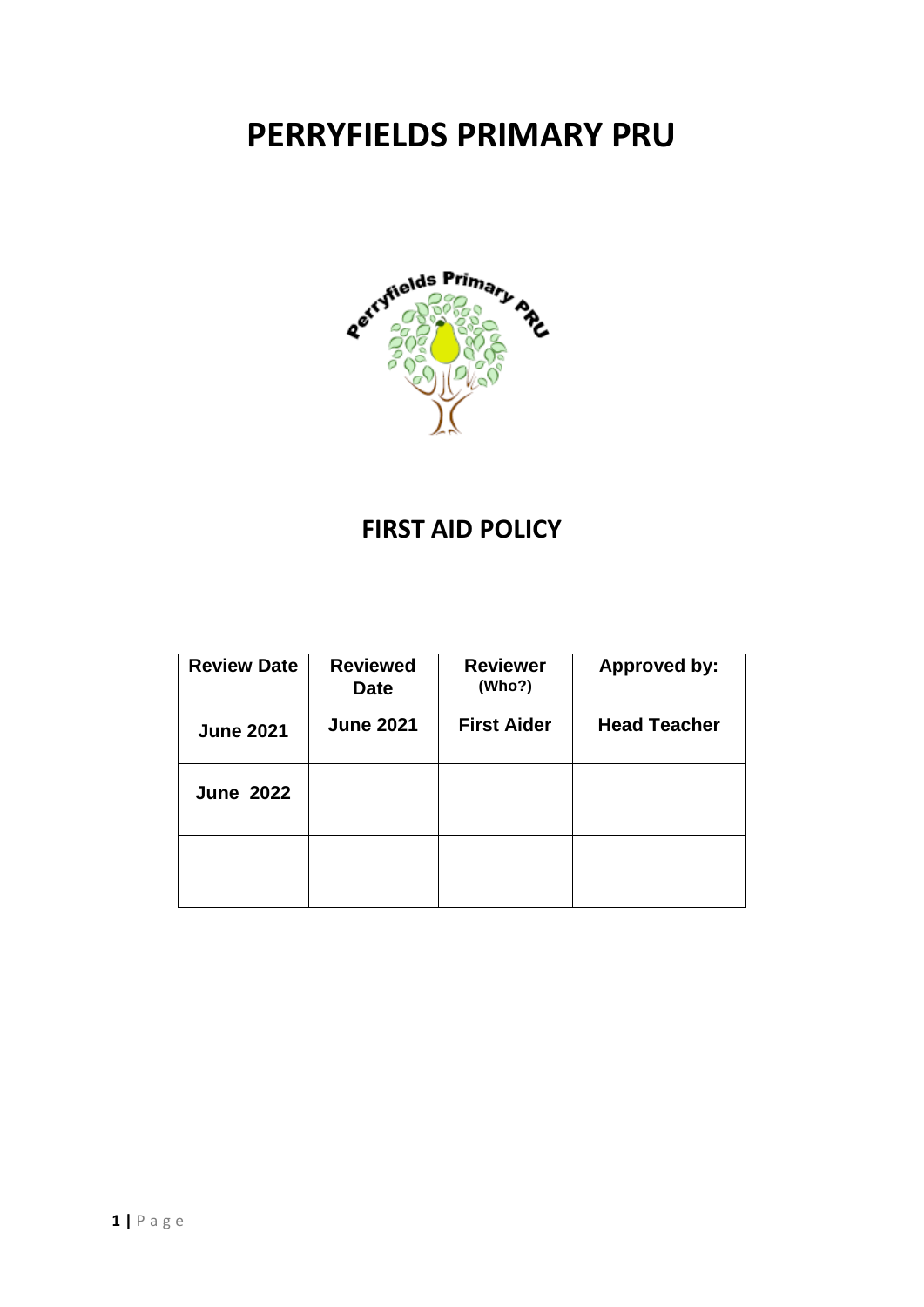# PERRYFIELDS PRIMARY PRU

## FIRST AID POLICY

| Review Date | Reviewed Date | Reviewer (Who?) | Approved by: |
|---|---|---|---|
| June 2021 | June 2021 | First Aider | Head Teacher |
| June 2022 | | | |
| | | | |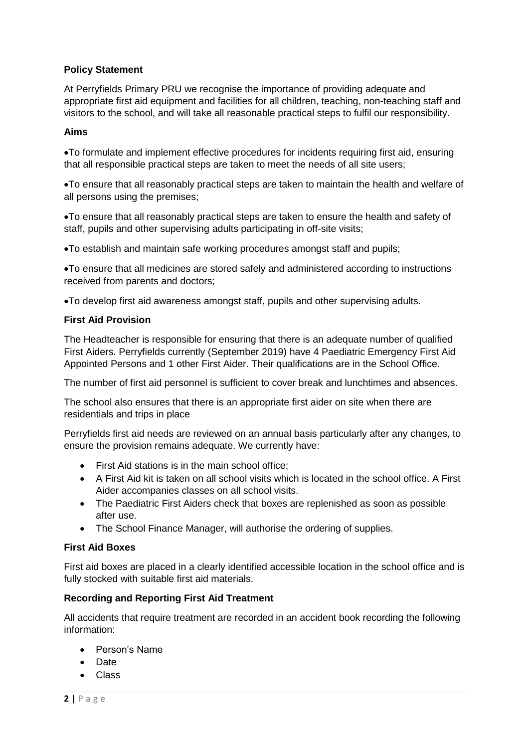### Policy Statement

At Perryfields Primary PRU we recognise the importance of providing adequate and appropriate first aid equipment and facilities for all children, teaching, non-teaching staff and visitors to the school, and will take all reasonable practical steps to fulfil our responsibility.

### Aims

- To formulate and implement effective procedures for incidents requiring first aid, ensuring that all responsible practical steps are taken to meet the needs of all site users;
- To ensure that all reasonably practical steps are taken to maintain the health and welfare of all persons using the premises;
- To ensure that all reasonably practical steps are taken to ensure the health and safety of staff, pupils and other supervising adults participating in off-site visits;
- To establish and maintain safe working procedures amongst staff and pupils;
- To ensure that all medicines are stored safely and administered according to instructions received from parents and doctors;
- To develop first aid awareness amongst staff, pupils and other supervising adults.

### First Aid Provision

The Headteacher is responsible for ensuring that there is an adequate number of qualified First Aiders. Perryfields currently (September 2019) have 4 Paediatric Emergency First Aid Appointed Persons and 1 other First Aider. Their qualifications are in the School Office.

The number of first aid personnel is sufficient to cover break and lunchtimes and absences.

The school also ensures that there is an appropriate first aider on site when there are residentials and trips in place

Perryfields first aid needs are reviewed on an annual basis particularly after any changes, to ensure the provision remains adequate. We currently have:

- First Aid stations is in the main school office;
- A First Aid kit is taken on all school visits which is located in the school office. A First Aider accompanies classes on all school visits.
- The Paediatric First Aiders check that boxes are replenished as soon as possible after use.
- The School Finance Manager, will authorise the ordering of supplies.

### First Aid Boxes

First aid boxes are placed in a clearly identified accessible location in the school office and is fully stocked with suitable first aid materials.

### Recording and Reporting First Aid Treatment

All accidents that require treatment are recorded in an accident book recording the following information:

- Person's Name
- Date
- Class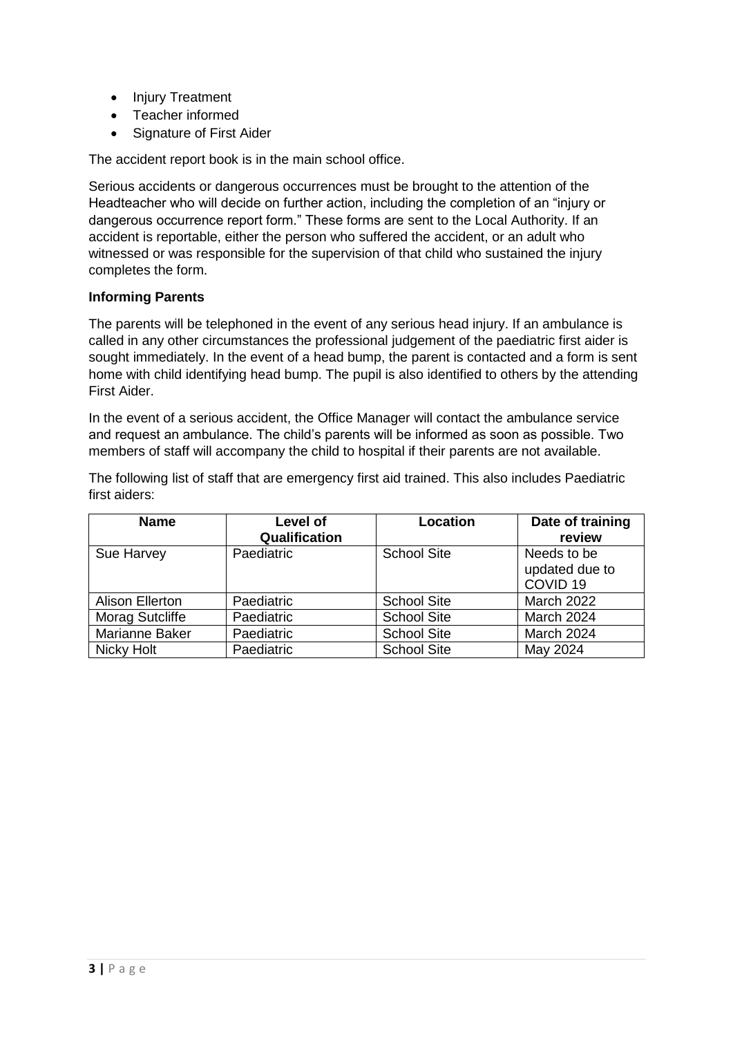- Injury Treatment
- Teacher informed
- Signature of First Aider

The accident report book is in the main school office.

Serious accidents or dangerous occurrences must be brought to the attention of the Headteacher who will decide on further action, including the completion of an "injury or dangerous occurrence report form." These forms are sent to the Local Authority. If an accident is reportable, either the person who suffered the accident, or an adult who witnessed or was responsible for the supervision of that child who sustained the injury completes the form.

**Informing Parents**

The parents will be telephoned in the event of any serious head injury. If an ambulance is called in any other circumstances the professional judgement of the paediatric first aider is sought immediately. In the event of a head bump, the parent is contacted and a form is sent home with child identifying head bump. The pupil is also identified to others by the attending First Aider.

In the event of a serious accident, the Office Manager will contact the ambulance service and request an ambulance. The child's parents will be informed as soon as possible. Two members of staff will accompany the child to hospital if their parents are not available.

The following list of staff that are emergency first aid trained. This also includes Paediatric first aiders:

| Name | Level of Qualification | Location | Date of training review |
| --- | --- | --- | --- |
| Sue Harvey | Paediatric | School Site | Needs to be updated due to COVID 19 |
| Alison Ellerton | Paediatric | School Site | March 2022 |
| Morag Sutcliffe | Paediatric | School Site | March 2024 |
| Marianne Baker | Paediatric | School Site | March 2024 |
| Nicky Holt | Paediatric | School Site | May 2024 |